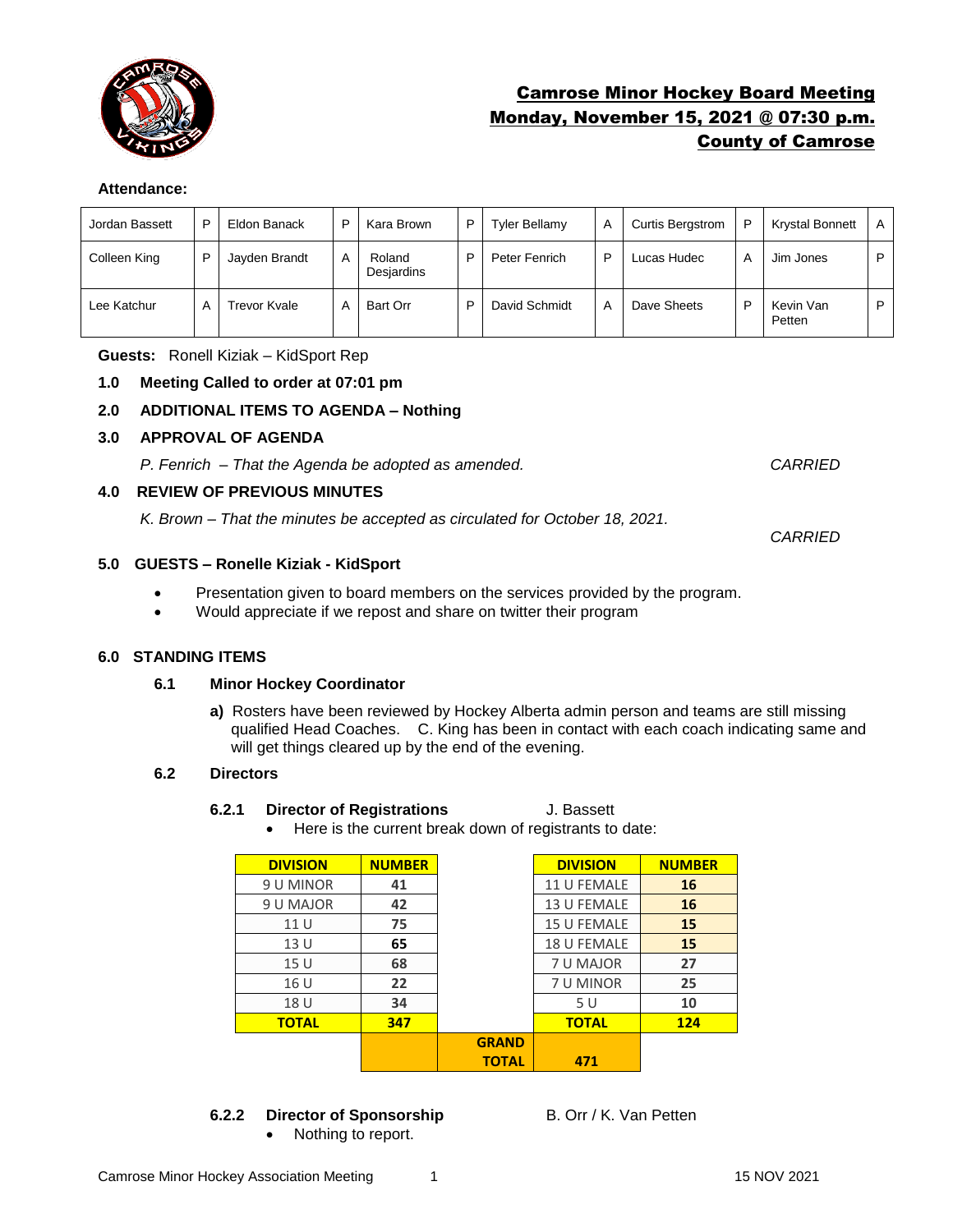# Camrose Minor Hockey Board Meeting
## Monday, November 15, 2021 @ 07:30 p.m.
## County of Camrose

**Attendance:**

| | | | | | | | | | | | |
|---|---|---|---|---|---|---|---|---|---|---|---|
| Jordan Bassett | P | Eldon Banack | P | Kara Brown | P | Tyler Bellamy | A | Curtis Bergstrom | P | Krystal Bonnett | A |
| Colleen King | P | Jayden Brandt | A | Roland Desjardins | P | Peter Fenrich | P | Lucas Hudec | A | Jim Jones | P |
| Lee Katchur | A | Trevor Kvale | A | Bart Orr | P | David Schmidt | A | Dave Sheets | P | Kevin Van Petten | P |

**Guests:** Ronell Kiziak – KidSport Rep

**1.0 Meeting Called to order at 07:01 pm**

**2.0 ADDITIONAL ITEMS TO AGENDA – Nothing**

**3.0 APPROVAL OF AGENDA**

*P. Fenrich – That the Agenda be adopted as amended.* *CARRIED*

**4.0 REVIEW OF PREVIOUS MINUTES**

*K. Brown – That the minutes be accepted as circulated for October 18, 2021.*

*CARRIED*

**5.0 GUESTS – Ronelle Kiziak - KidSport**

- Presentation given to board members on the services provided by the program.
- Would appreciate if we repost and share on twitter their program

**6.0 STANDING ITEMS**

**6.1 Minor Hockey Coordinator**

**a)** Rosters have been reviewed by Hockey Alberta admin person and teams are still missing qualified Head Coaches. C. King has been in contact with each coach indicating same and will get things cleared up by the end of the evening.

**6.2 Directors**

**6.2.1 Director of Registrations** J. Bassett

- Here is the current break down of registrants to date:

| DIVISION | NUMBER | | DIVISION | NUMBER |
|---|---|---|---|---|
| 9 U MINOR | 41 | | 11 U FEMALE | 16 |
| 9 U MAJOR | 42 | | 13 U FEMALE | 16 |
| 11 U | 75 | | 15 U FEMALE | 15 |
| 13 U | 65 | | 18 U FEMALE | 15 |
| 15 U | 68 | | 7 U MAJOR | 27 |
| 16 U | 22 | | 7 U MINOR | 25 |
| 18 U | 34 | | 5 U | 10 |
| **TOTAL** | **347** | | **TOTAL** | **124** |
| | | **GRAND TOTAL** | **471** | |

**6.2.2 Director of Sponsorship** B. Orr / K. Van Petten

- Nothing to report.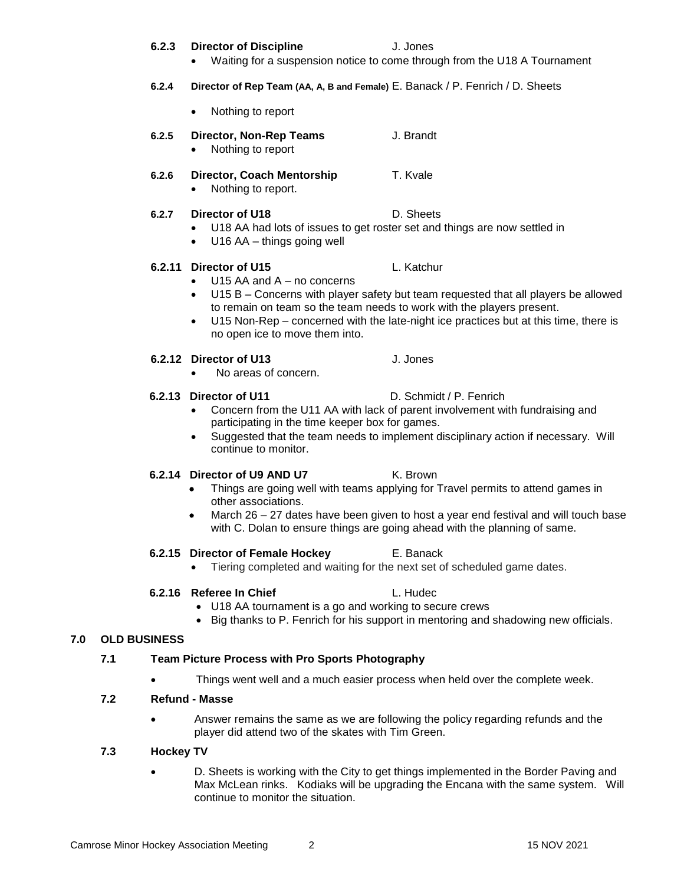**6.2.3 Director of Discipline** J. Jones

- Waiting for a suspension notice to come through from the U18 A Tournament

**6.2.4 Director of Rep Team (AA, A, B and Female)** E. Banack / P. Fenrich / D. Sheets

- Nothing to report

**6.2.5 Director, Non-Rep Teams** J. Brandt

- Nothing to report

**6.2.6 Director, Coach Mentorship** T. Kvale

- Nothing to report.

**6.2.7 Director of U18** D. Sheets

- U18 AA had lots of issues to get roster set and things are now settled in
- U16 AA – things going well

**6.2.11 Director of U15** L. Katchur

- U15 AA and A – no concerns
- U15 B – Concerns with player safety but team requested that all players be allowed to remain on team so the team needs to work with the players present.
- U15 Non-Rep – concerned with the late-night ice practices but at this time, there is no open ice to move them into.

**6.2.12 Director of U13** J. Jones

- No areas of concern.

**6.2.13 Director of U11** D. Schmidt / P. Fenrich

- Concern from the U11 AA with lack of parent involvement with fundraising and participating in the time keeper box for games.
- Suggested that the team needs to implement disciplinary action if necessary. Will continue to monitor.

**6.2.14 Director of U9 AND U7** K. Brown

- Things are going well with teams applying for Travel permits to attend games in other associations.
- March 26 – 27 dates have been given to host a year end festival and will touch base with C. Dolan to ensure things are going ahead with the planning of same.

**6.2.15 Director of Female Hockey** E. Banack

- Tiering completed and waiting for the next set of scheduled game dates.

**6.2.16 Referee In Chief** L. Hudec

- U18 AA tournament is a go and working to secure crews
- Big thanks to P. Fenrich for his support in mentoring and shadowing new officials.

## 7.0 OLD BUSINESS

### 7.1 Team Picture Process with Pro Sports Photography

- Things went well and a much easier process when held over the complete week.

### 7.2 Refund - Masse

- Answer remains the same as we are following the policy regarding refunds and the player did attend two of the skates with Tim Green.

### 7.3 Hockey TV

- D. Sheets is working with the City to get things implemented in the Border Paving and Max McLean rinks. Kodiaks will be upgrading the Encana with the same system. Will continue to monitor the situation.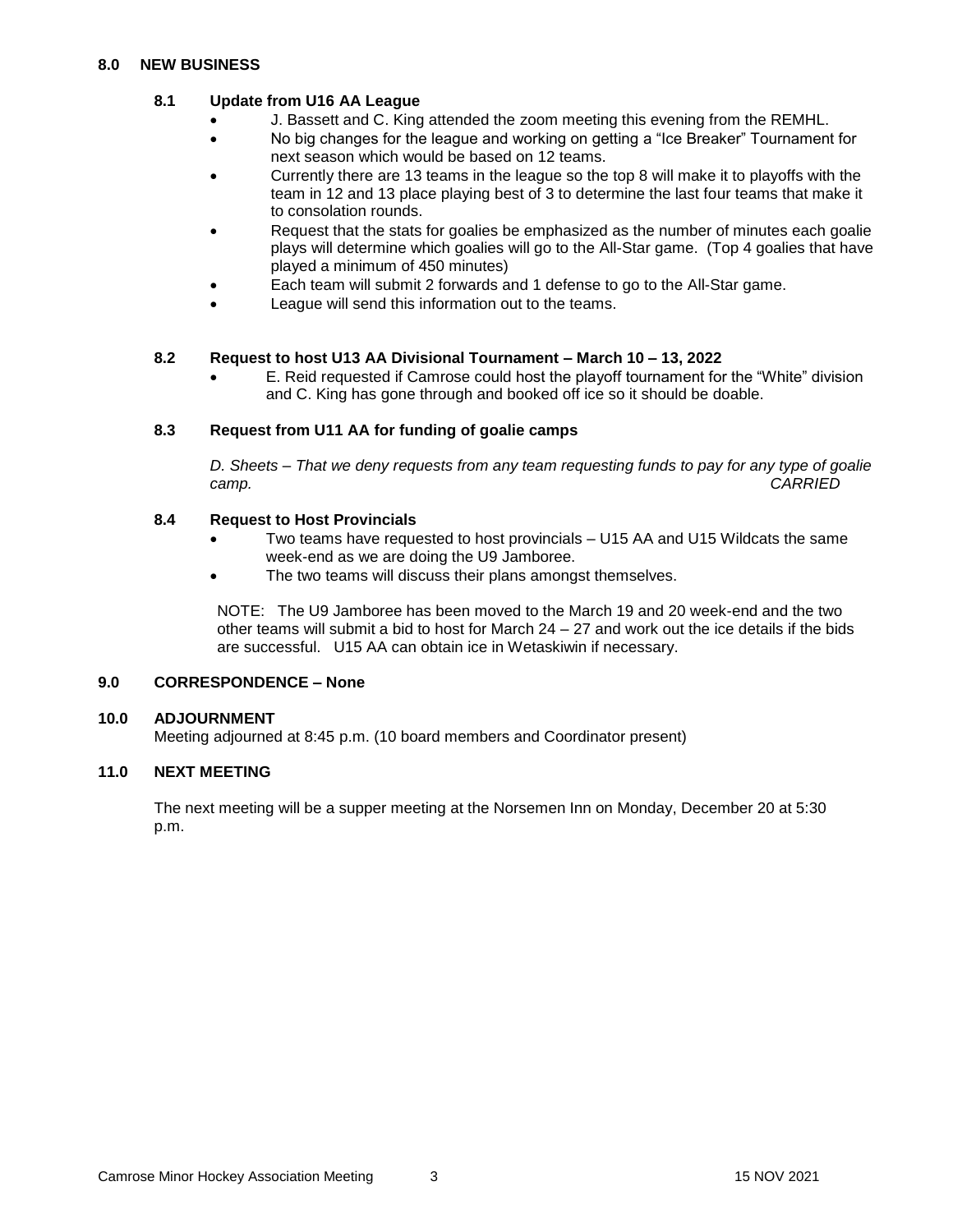## 8.0 NEW BUSINESS

### 8.1 Update from U16 AA League

- J. Bassett and C. King attended the zoom meeting this evening from the REMHL.
- No big changes for the league and working on getting a "Ice Breaker" Tournament for next season which would be based on 12 teams.
- Currently there are 13 teams in the league so the top 8 will make it to playoffs with the team in 12 and 13 place playing best of 3 to determine the last four teams that make it to consolation rounds.
- Request that the stats for goalies be emphasized as the number of minutes each goalie plays will determine which goalies will go to the All-Star game. (Top 4 goalies that have played a minimum of 450 minutes)
- Each team will submit 2 forwards and 1 defense to go to the All-Star game.
- League will send this information out to the teams.

### 8.2 Request to host U13 AA Divisional Tournament – March 10 – 13, 2022

- E. Reid requested if Camrose could host the playoff tournament for the "White" division and C. King has gone through and booked off ice so it should be doable.

### 8.3 Request from U11 AA for funding of goalie camps

*D. Sheets – That we deny requests from any team requesting funds to pay for any type of goalie camp.* *CARRIED*

### 8.4 Request to Host Provincials

- Two teams have requested to host provincials – U15 AA and U15 Wildcats the same week-end as we are doing the U9 Jamboree.
- The two teams will discuss their plans amongst themselves.

NOTE: The U9 Jamboree has been moved to the March 19 and 20 week-end and the two other teams will submit a bid to host for March 24 – 27 and work out the ice details if the bids are successful. U15 AA can obtain ice in Wetaskiwin if necessary.

## 9.0 CORRESPONDENCE – None

## 10.0 ADJOURNMENT

Meeting adjourned at 8:45 p.m. (10 board members and Coordinator present)

## 11.0 NEXT MEETING

The next meeting will be a supper meeting at the Norsemen Inn on Monday, December 20 at 5:30 p.m.